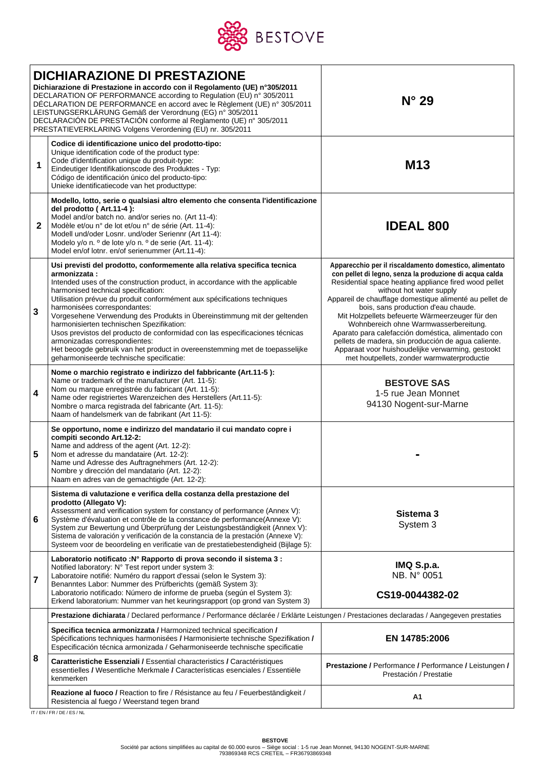BESTOVE

| **DICHIARAZIONE DI PRESTAZIONE** **Dichiarazione di Prestazione in accordo con il Regolamento (UE) n°305/2011** DECLARATION OF PERFORMANCE according to Regulation (EU) n° 305/2011 DÉCLARATION DE PERFORMANCE en accord avec le Règlement (UE) n° 305/2011 LEISTUNGSERKLÄRUNG Gemäß der Verordnung (EG) n° 305/2011 DECLARACIÓN DE PRESTACIÓN conforme al Reglamento (UE) n° 305/2011 PRESTATIEVERKLARING Volgens Verordening (EU) nr. 305/2011 | | **N° 29** |
|---|---|---|
| **1** | **Codice di identificazione unico del prodotto-tipo:** Unique identification code of the product type: Code d'identification unique du produit-type: Eindeutiger Identifikationscode des Produktes - Typ: Código de identificación único del producto-tipo: Unieke identificatiecode van het producttype: | **M13** |
| **2** | **Modello, lotto, serie o qualsiasi altro elemento che consenta l'identificazione del prodotto ( Art.11-4 ):** Model and/or batch no. and/or series no. (Art 11-4): Modèle et/ou n° de lot et/ou n° de série (Art. 11-4): Modell und/oder Losnr. und/oder Seriennr (Art 11-4): Modelo y/o n. º de lote y/o n. º de serie (Art. 11-4): Model en/of lotnr. en/of serienummer (Art.11-4): | **IDEAL 800** |
| **3** | **Usi previsti del prodotto, conformemente alla relativa specifica tecnica armonizzata :** Intended uses of the construction product, in accordance with the applicable harmonised technical specification: Utilisation prévue du produit conformément aux spécifications techniques harmonisées correspondantes: Vorgesehene Verwendung des Produkts in Übereinstimmung mit der geltenden harmonisierten technischen Spezifikation: Usos previstos del producto de conformidad con las especificaciones técnicas armonizadas correspondientes: Het beoogde gebruik van het product in overeenstemming met de toepasselijke geharmoniseerde technische specificatie: | **Apparecchio per il riscaldamento domestico, alimentato con pellet di legno, senza la produzione di acqua calda** Residential space heating appliance fired wood pellet without hot water supply Appareil de chauffage domestique alimenté au pellet de bois, sans production d'eau chaude. Mit Holzpellets befeuerte Wärmeerzeuger für den Wohnbereich ohne Warmwasserbereitung. Aparato para calefacción doméstica, alimentado con pellets de madera, sin producción de agua caliente. Apparaat voor huishoudelijke verwarming, gestookt met houtpellets, zonder warmwaterproductie |
| **4** | **Nome o marchio registrato e indirizzo del fabbricante (Art.11-5 ):** Name or trademark of the manufacturer (Art. 11-5): Nom ou marque enregistrée du fabricant (Art. 11-5): Name oder registriertes Warenzeichen des Herstellers (Art.11-5): Nombre o marca registrada del fabricante (Art. 11-5): Naam of handelsmerk van de fabrikant (Art 11-5): | **BESTOVE SAS** 1-5 rue Jean Monnet 94130 Nogent-sur-Marne |
| **5** | **Se opportuno, nome e indirizzo del mandatario il cui mandato copre i compiti secondo Art.12-2:** Name and address of the agent (Art. 12-2): Nom et adresse du mandataire (Art. 12-2): Name und Adresse des Auftragnehmers (Art. 12-2): Nombre y dirección del mandatario (Art. 12-2): Naam en adres van de gemachtigde (Art. 12-2): | **-** |
| **6** | **Sistema di valutazione e verifica della costanza della prestazione del prodotto (Allegato V):** Assessment and verification system for constancy of performance (Annex V): Système d'évaluation et contrôle de la constance de performance(Annexe V): System zur Bewertung und Überprüfung der Leistungsbeständigkeit (Annex V): Sistema de valoración y verificación de la constancia de la prestación (Annexe V): Systeem voor de beoordeling en verificatie van de prestatiebestendigheid (Bijlage 5): | **Sistema 3** System 3 |
| **7** | **Laboratorio notificato :N° Rapporto di prova secondo il sistema 3 :** Notified laboratory: N° Test report under system 3: Laboratoire notifié: Numéro du rapport d'essai (selon le System 3): Benanntes Labor: Nummer des Prüfberichts (gemäß System 3): Laboratorio notificado: Número de informe de prueba (según el System 3): Erkend laboratorium: Nummer van het keuringsrapport (op grond van System 3) | **IMQ S.p.a.** NB. N° 0051 **CS19-0044382-02** |
| **8** | **Prestazione dichiarata** / Declared performance / Performance déclarée / Erklärte Leistungen / Prestaciones declaradas / Aangegeven prestaties | |
| | **Specifica tecnica armonizzata /** Harmonized technical specification **/** Spécifications techniques harmonisées **/** Harmonisierte technische Spezifikation **/** Especificación técnica armonizada / Geharmoniseerde technische specificatie | **EN 14785:2006** |
| | **Caratteristiche Essenziali /** Essential characteristics **/** Caractéristiques essentielles **/** Wesentliche Merkmale **/** Características esenciales / Essentiële kenmerken | **Prestazione /** Performance **/** Performance **/** Leistungen **/** Prestación / Prestatie |
| | **Reazione al fuoco /** Reaction to fire / Résistance au feu / Feuerbeständigkeit / Resistencia al fuego / Weerstand tegen brand | **A1** |

IT / EN / FR / DE / ES / NL

**BESTOVE**
Société par actions simplifiées au capital de 60.000 euros – Siège social : 1-5 rue Jean Monnet, 94130 NOGENT-SUR-MARNE
793869348 RCS CRETEIL – FR36793869348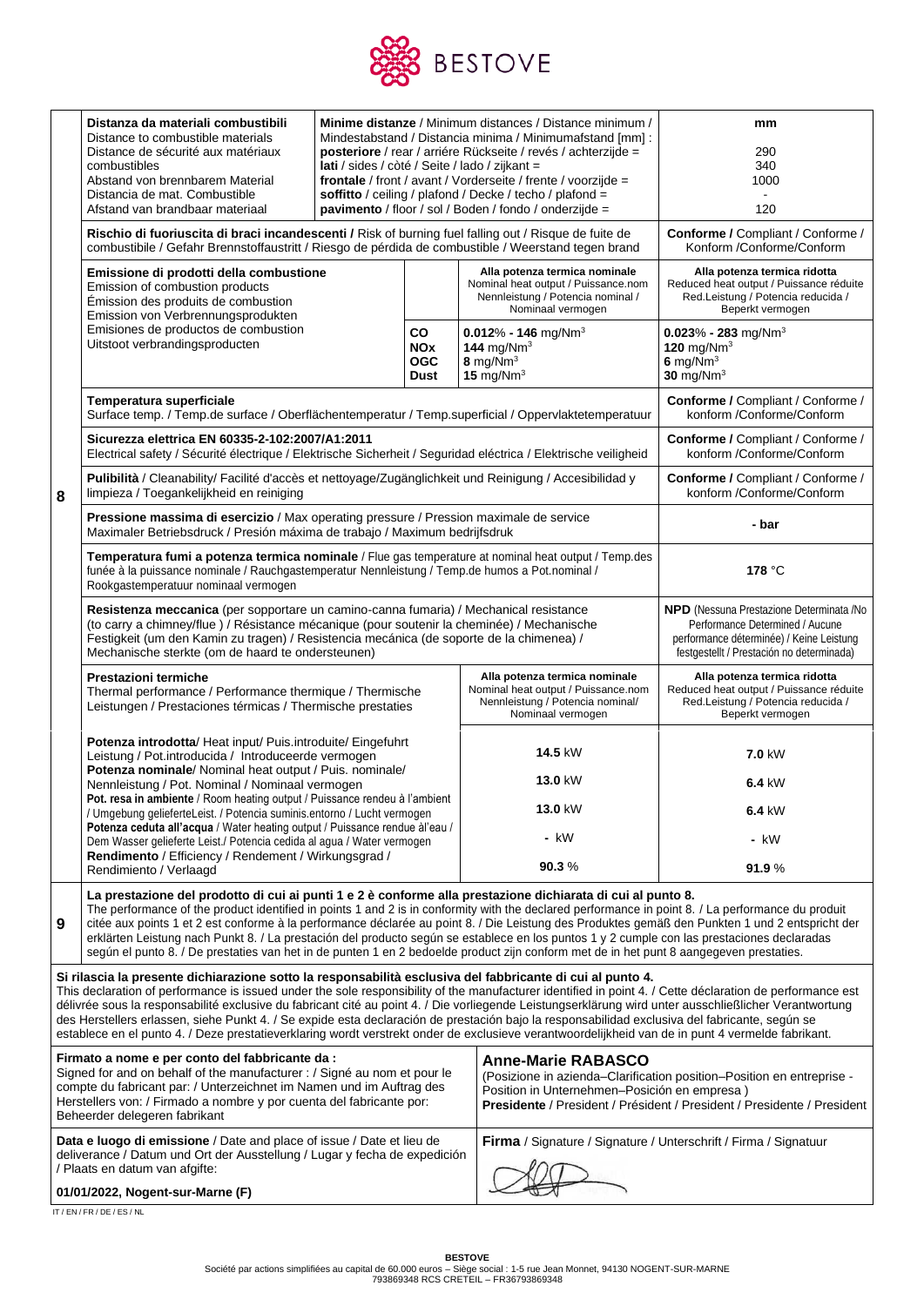BESTOVE

| | | | | |
|---|---|---|---|---|
| **8** | Distanza da materiali combustibili<br>Distance to combustible materials<br>Distance de sécurité aux matériaux combustibles<br>Abstand von brennbarem Material<br>Distancia de mat. Combustible<br>Afstand van brandbaar materiaal | **Minime distanze** / Minimum distances / Distance minimum / Mindestabstand / Distancia minima / Minimumafstand [mm] :<br>**posteriore** / rear / arriére Rückseite / revés / achterzijde =<br>**lati** / sides / còté / Seite / lado / zijkant =<br>**frontale** / front / avant / Vorderseite / frente / voorzijde =<br>**soffitto** / ceiling / plafond / Decke / techo / plafond =<br>**pavimento** / floor / sol / Boden / fondo / onderzijde = | | **mm**<br><br>290<br>340<br>1000<br>-<br>120 |
| | **Rischio di fuoriuscita di braci incandescenti /** Risk of burning fuel falling out / Risque de fuite de combustibile / Gefahr Brennstoffaustritt / Riesgo de pérdida de combustible / Weerstand tegen brand | | | **Conforme /** Compliant / Conforme / Konform /Conforme/Conform |
| | **Emissione di prodotti della combustione**<br>Emission of combustion products<br>Émission des produits de combustion<br>Emission von Verbrennungsprodukten<br>Emisiones de productos de combustion<br>Uitstoot verbrandingsproducten | **CO**<br>**NOx**<br>**OGC**<br>**Dust** | **Alla potenza termica nominale**<br>Nominal heat output / Puissance.nom Nennleistung / Potencia nominal / Nominaal vermogen<br>**0.012**% - **146** mg/Nm$^3$<br>**144** mg/Nm$^3$<br>**8** mg/Nm$^3$<br>**15** mg/Nm$^3$ | **Alla potenza termica ridotta**<br>Reduced heat output / Puissance réduite Red.Leistung / Potencia reducida / Beperkt vermogen<br>**0.023**% - **283** mg/Nm$^3$<br>**120** mg/Nm$^3$<br>**6** mg/Nm$^3$<br>**30** mg/Nm$^3$ |
| | **Temperatura superficiale**<br>Surface temp. / Temp.de surface / Oberflächentemperatur / Temp.superficial / Oppervlaktetemperatuur | | | **Conforme /** Compliant / Conforme / konform /Conforme/Conform |
| | **Sicurezza elettrica EN 60335-2-102:2007/A1:2011**<br>Electrical safety / Sécurité électrique / Elektrische Sicherheit / Seguridad eléctrica / Elektrische veiligheid | | | **Conforme /** Compliant / Conforme / konform /Conforme/Conform |
| | **Pulibilità** / Cleanability/ Facilité d'accès et nettoyage/Zugänglichkeit und Reinigung / Accesibilidad y limpieza / Toegankelijkheid en reiniging | | | **Conforme /** Compliant / Conforme / konform /Conforme/Conform |
| | **Pressione massima di esercizio** / Max operating pressure / Pression maximale de service<br>Maximaler Betriebsdruck / Presión máxima de trabajo / Maximum bedrijfsdruk | | | **- bar** |
| | **Temperatura fumi a potenza termica nominale** / Flue gas temperature at nominal heat output / Temp.des funée à la puissance nominale / Rauchgastemperatur Nennleistung / Temp.de humos a Pot.nominal / Rookgastemperatuur nominaal vermogen | | | **178** °C |
| | **Resistenza meccanica** (per sopportare un camino-canna fumaria) / Mechanical resistance (to carry a chimney/flue ) / Résistance mécanique (pour soutenir la cheminée) / Mechanische Festigkeit (um den Kamin zu tragen) / Resistencia mecánica (de soporte de la chimenea) / Mechanische sterkte (om de haard te ondersteunen) | | | **NPD** (Nessuna Prestazione Determinata /No Performance Determined / Aucune performance déterminée) / Keine Leistung festgestellt / Prestación no determinada) |
| | **Prestazioni termiche**<br>Thermal performance / Performance thermique / Thermische Leistungen / Prestaciones térmicas / Thermische prestaties | | **Alla potenza termica nominale**<br>Nominal heat output / Puissance.nom Nennleistung / Potencia nominal/ Nominaal vermogen | **Alla potenza termica ridotta**<br>Reduced heat output / Puissance réduite Red.Leistung / Potencia reducida / Beperkt vermogen |
| | **Potenza introdotta**/ Heat input/ Puis.introduite/ Eingefuhrt Leistung / Pot.introducida / Introduceerde vermogen | | **14.5** kW | **7.0** kW |
| | **Potenza nominale**/ Nominal heat output / Puis. nominale/ Nennleistung / Pot. Nominal / Nominaal vermogen | | **13.0** kW | **6.4** kW |
| | **Pot. resa in ambiente** / Room heating output / Puissance rendeu à l'ambient / Umgebung gelieferteLeist. / Potencia suminis.entorno / Lucht vermogen | | **13.0** kW | **6.4** kW |
| | **Potenza ceduta all'acqua** / Water heating output / Puissance rendue àl'eau / Dem Wasser gelieferte Leist./ Potencia cedida al agua / Water vermogen | | **-** kW | **-** kW |
| | **Rendimento** / Efficiency / Rendement / Wirkungsgrad / Rendimiento / Verlaagd | | **90.3** % | **91.9** % |
| **9** | **La prestazione del prodotto di cui ai punti 1 e 2 è conforme alla prestazione dichiarata di cui al punto 8.**<br>The performance of the product identified in points 1 and 2 is in conformity with the declared performance in point 8. / La performance du produit citée aux points 1 et 2 est conforme à la performance déclarée au point 8. / Die Leistung des Produktes gemäß den Punkten 1 und 2 entspricht der erklärten Leistung nach Punkt 8. / La prestación del producto según se establece en los puntos 1 y 2 cumple con las prestaciones declaradas según el punto 8. / De prestaties van het in de punten 1 en 2 bedoelde product zijn conform met de in het punt 8 aangegeven prestaties. | | | |

**Si rilascia la presente dichiarazione sotto la responsabilità esclusiva del fabbricante di cui al punto 4.**
This declaration of performance is issued under the sole responsibility of the manufacturer identified in point 4. / Cette déclaration de performance est délivrée sous la responsabilité exclusive du fabricant cité au point 4. / Die vorliegende Leistungserklärung wird unter ausschließlicher Verantwortung des Herstellers erlassen, siehe Punkt 4. / Se expide esta declaración de prestación bajo la responsabilidad exclusiva del fabricante, según se establece en el punto 4. / Deze prestatieverklaring wordt verstrekt onder de exclusieve verantwoordelijkheid van de in punt 4 vermelde fabrikant.

| | |
|---|---|
| **Firmato a nome e per conto del fabbricante da :**<br>Signed for and on behalf of the manufacturer : / Signé au nom et pour le compte du fabricant par: / Unterzeichnet im Namen und im Auftrag des Herstellers von: / Firmado a nombre y por cuenta del fabricante por: Beheerder delegeren fabrikant | **Anne-Marie RABASCO**<br>(Posizione in azienda–Clarification position–Position en entreprise - Position in Unternehmen–Posición en empresa )<br>**Presidente** / President / Président / President / Presidente / President |
| **Data e luogo di emissione** / Date and place of issue / Date et lieu de deliverance / Datum und Ort der Ausstellung / Lugar y fecha de expedición / Plaats en datum van afgifte:<br><br>**01/01/2022, Nogent-sur-Marne (F)** | **Firma** / Signature / Signature / Unterschrift / Firma / Signatuur |

IT / EN / FR / DE / ES / NL

**BESTOVE**
Société par actions simplifiées au capital de 60.000 euros – Siège social : 1-5 rue Jean Monnet, 94130 NOGENT-SUR-MARNE
793869348 RCS CRETEIL – FR36793869348